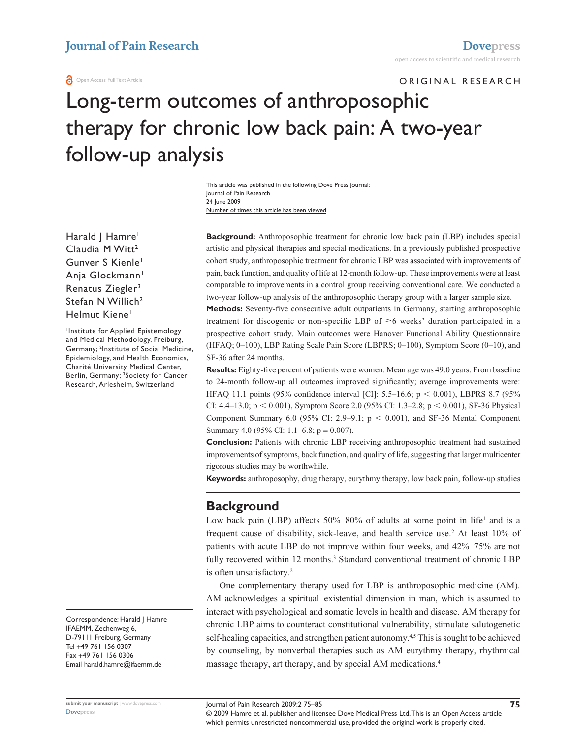Open Access Full Text Article

ORIGINAL RESEARCH

# Long-term outcomes of anthroposophic therapy for chronic low back pain: A two-year follow-up analysis

This article was published in the following Dove Press journal:
Journal of Pain Research
24 June 2009
Number of times this article has been viewed

Harald J Hamre[1]
Claudia M Witt[2]
Gunver S Kienle[1]
Anja Glockmann[1]
Renatus Ziegler[3]
Stefan N Willich[2]
Helmut Kiene[1]

[1]Institute for Applied Epistemology and Medical Methodology, Freiburg, Germany; [2]Institute of Social Medicine, Epidemiology, and Health Economics, Charité University Medical Center, Berlin, Germany; [3]Society for Cancer Research, Arlesheim, Switzerland

Correspondence: Harald J Hamre
IFAEMM, Zechenweg 6,
D-79111 Freiburg, Germany
Tel +49 761 156 0307
Fax +49 761 156 0306
Email harald.hamre@ifaemm.de

**Background:** Anthroposophic treatment for chronic low back pain (LBP) includes special artistic and physical therapies and special medications. In a previously published prospective cohort study, anthroposophic treatment for chronic LBP was associated with improvements of pain, back function, and quality of life at 12-month follow-up. These improvements were at least comparable to improvements in a control group receiving conventional care. We conducted a two-year follow-up analysis of the anthroposophic therapy group with a larger sample size.

**Methods:** Seventy-five consecutive adult outpatients in Germany, starting anthroposophic treatment for discogenic or non-specific LBP of ≥6 weeks' duration participated in a prospective cohort study. Main outcomes were Hanover Functional Ability Questionnaire (HFAQ; 0–100), LBP Rating Scale Pain Score (LBPRS; 0–100), Symptom Score (0–10), and SF-36 after 24 months.

**Results:** Eighty-five percent of patients were women. Mean age was 49.0 years. From baseline to 24-month follow-up all outcomes improved significantly; average improvements were: HFAQ 11.1 points (95% confidence interval [CI]: 5.5–16.6; $p < 0.001$), LBPRS 8.7 (95% CI: 4.4–13.0; $p < 0.001$), Symptom Score 2.0 (95% CI: 1.3–2.8; $p < 0.001$), SF-36 Physical Component Summary 6.0 (95% CI: 2.9–9.1; $p < 0.001$), and SF-36 Mental Component Summary 4.0 (95% CI: 1.1–6.8; $p = 0.007$).

**Conclusion:** Patients with chronic LBP receiving anthroposophic treatment had sustained improvements of symptoms, back function, and quality of life, suggesting that larger multicenter rigorous studies may be worthwhile.

**Keywords:** anthroposophy, drug therapy, eurythmy therapy, low back pain, follow-up studies

## Background

Low back pain (LBP) affects 50%–80% of adults at some point in life[1] and is a frequent cause of disability, sick-leave, and health service use.[2] At least 10% of patients with acute LBP do not improve within four weeks, and 42%–75% are not fully recovered within 12 months.[3] Standard conventional treatment of chronic LBP is often unsatisfactory.[2]

One complementary therapy used for LBP is anthroposophic medicine (AM). AM acknowledges a spiritual–existential dimension in man, which is assumed to interact with psychological and somatic levels in health and disease. AM therapy for chronic LBP aims to counteract constitutional vulnerability, stimulate salutogenetic self-healing capacities, and strengthen patient autonomy.[4,5] This is sought to be achieved by counseling, by nonverbal therapies such as AM eurythmy therapy, rhythmical massage therapy, art therapy, and by special AM medications.[4]

© 2009 Hamre et al, publisher and licensee Dove Medical Press Ltd. This is an Open Access article which permits unrestricted noncommercial use, provided the original work is properly cited.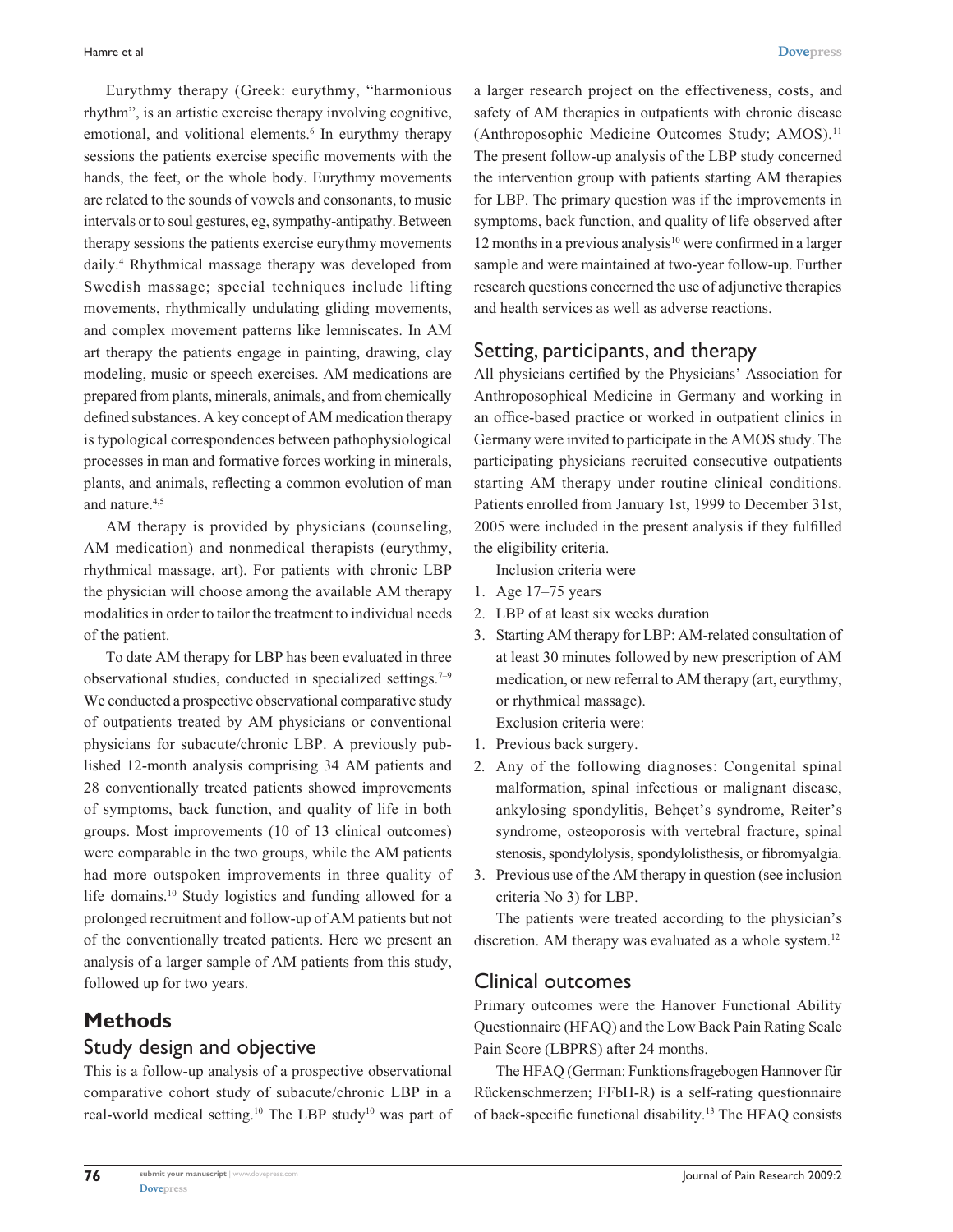Eurythmy therapy (Greek: eurythmy, "harmonious rhythm", is an artistic exercise therapy involving cognitive, emotional, and volitional elements.[6] In eurythmy therapy sessions the patients exercise specific movements with the hands, the feet, or the whole body. Eurythmy movements are related to the sounds of vowels and consonants, to music intervals or to soul gestures, eg, sympathy-antipathy. Between therapy sessions the patients exercise eurythmy movements daily.[4] Rhythmical massage therapy was developed from Swedish massage; special techniques include lifting movements, rhythmically undulating gliding movements, and complex movement patterns like lemniscates. In AM art therapy the patients engage in painting, drawing, clay modeling, music or speech exercises. AM medications are prepared from plants, minerals, animals, and from chemically defined substances. A key concept of AM medication therapy is typological correspondences between pathophysiological processes in man and formative forces working in minerals, plants, and animals, reflecting a common evolution of man and nature.[4,5]

AM therapy is provided by physicians (counseling, AM medication) and nonmedical therapists (eurythmy, rhythmical massage, art). For patients with chronic LBP the physician will choose among the available AM therapy modalities in order to tailor the treatment to individual needs of the patient.

To date AM therapy for LBP has been evaluated in three observational studies, conducted in specialized settings.[7–9] We conducted a prospective observational comparative study of outpatients treated by AM physicians or conventional physicians for subacute/chronic LBP. A previously published 12-month analysis comprising 34 AM patients and 28 conventionally treated patients showed improvements of symptoms, back function, and quality of life in both groups. Most improvements (10 of 13 clinical outcomes) were comparable in the two groups, while the AM patients had more outspoken improvements in three quality of life domains.[10] Study logistics and funding allowed for a prolonged recruitment and follow-up of AM patients but not of the conventionally treated patients. Here we present an analysis of a larger sample of AM patients from this study, followed up for two years.

# Methods

## Study design and objective

This is a follow-up analysis of a prospective observational comparative cohort study of subacute/chronic LBP in a real-world medical setting.[10] The LBP study[10] was part of a larger research project on the effectiveness, costs, and safety of AM therapies in outpatients with chronic disease (Anthroposophic Medicine Outcomes Study; AMOS).[11] The present follow-up analysis of the LBP study concerned the intervention group with patients starting AM therapies for LBP. The primary question was if the improvements in symptoms, back function, and quality of life observed after 12 months in a previous analysis[10] were confirmed in a larger sample and were maintained at two-year follow-up. Further research questions concerned the use of adjunctive therapies and health services as well as adverse reactions.

## Setting, participants, and therapy

All physicians certified by the Physicians' Association for Anthroposophical Medicine in Germany and working in an office-based practice or worked in outpatient clinics in Germany were invited to participate in the AMOS study. The participating physicians recruited consecutive outpatients starting AM therapy under routine clinical conditions. Patients enrolled from January 1st, 1999 to December 31st, 2005 were included in the present analysis if they fulfilled the eligibility criteria.

Inclusion criteria were

1. Age 17–75 years
2. LBP of at least six weeks duration
3. Starting AM therapy for LBP: AM-related consultation of at least 30 minutes followed by new prescription of AM medication, or new referral to AM therapy (art, eurythmy, or rhythmical massage).

Exclusion criteria were:

1. Previous back surgery.
2. Any of the following diagnoses: Congenital spinal malformation, spinal infectious or malignant disease, ankylosing spondylitis, Behçet's syndrome, Reiter's syndrome, osteoporosis with vertebral fracture, spinal stenosis, spondylolysis, spondylolisthesis, or fibromyalgia.
3. Previous use of the AM therapy in question (see inclusion criteria No 3) for LBP.

The patients were treated according to the physician's discretion. AM therapy was evaluated as a whole system.[12]

## Clinical outcomes

Primary outcomes were the Hanover Functional Ability Questionnaire (HFAQ) and the Low Back Pain Rating Scale Pain Score (LBPRS) after 24 months.

The HFAQ (German: Funktionsfragebogen Hannover für Rückenschmerzen; FFbH-R) is a self-rating questionnaire of back-specific functional disability.[13] The HFAQ consists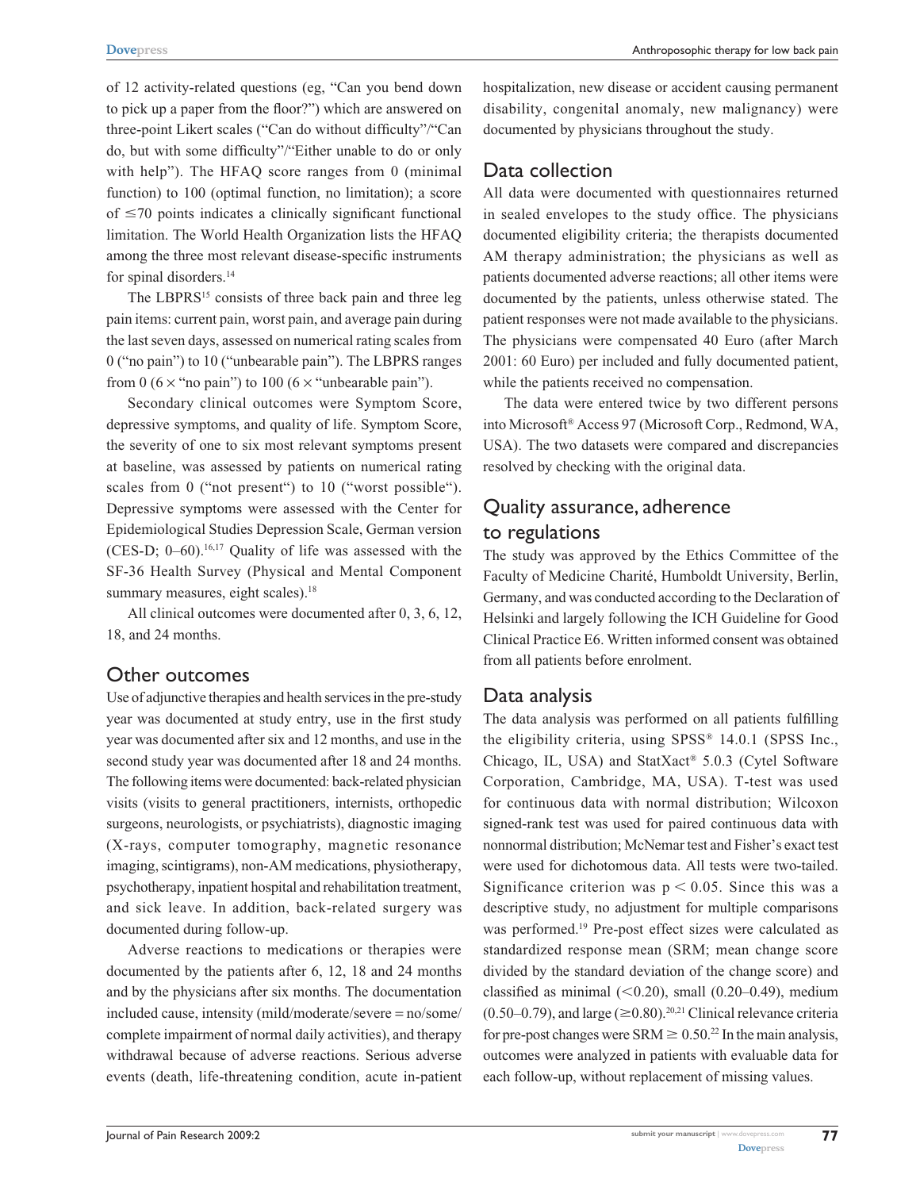of 12 activity-related questions (eg, "Can you bend down to pick up a paper from the floor?") which are answered on three-point Likert scales ("Can do without difficulty"/"Can do, but with some difficulty"/"Either unable to do or only with help"). The HFAQ score ranges from 0 (minimal function) to 100 (optimal function, no limitation); a score of ≤70 points indicates a clinically significant functional limitation. The World Health Organization lists the HFAQ among the three most relevant disease-specific instruments for spinal disorders.[14]

The LBPRS[15] consists of three back pain and three leg pain items: current pain, worst pain, and average pain during the last seven days, assessed on numerical rating scales from 0 ("no pain") to 10 ("unbearable pain"). The LBPRS ranges from 0 (6 × "no pain") to 100 (6 × "unbearable pain").

Secondary clinical outcomes were Symptom Score, depressive symptoms, and quality of life. Symptom Score, the severity of one to six most relevant symptoms present at baseline, was assessed by patients on numerical rating scales from 0 ("not present") to 10 ("worst possible"). Depressive symptoms were assessed with the Center for Epidemiological Studies Depression Scale, German version (CES-D; 0–60).[16,17] Quality of life was assessed with the SF-36 Health Survey (Physical and Mental Component summary measures, eight scales).[18]

All clinical outcomes were documented after 0, 3, 6, 12, 18, and 24 months.

## Other outcomes

Use of adjunctive therapies and health services in the pre-study year was documented at study entry, use in the first study year was documented after six and 12 months, and use in the second study year was documented after 18 and 24 months. The following items were documented: back-related physician visits (visits to general practitioners, internists, orthopedic surgeons, neurologists, or psychiatrists), diagnostic imaging (X-rays, computer tomography, magnetic resonance imaging, scintigrams), non-AM medications, physiotherapy, psychotherapy, inpatient hospital and rehabilitation treatment, and sick leave. In addition, back-related surgery was documented during follow-up.

Adverse reactions to medications or therapies were documented by the patients after 6, 12, 18 and 24 months and by the physicians after six months. The documentation included cause, intensity (mild/moderate/severe = no/some/complete impairment of normal daily activities), and therapy withdrawal because of adverse reactions. Serious adverse events (death, life-threatening condition, acute in-patient hospitalization, new disease or accident causing permanent disability, congenital anomaly, new malignancy) were documented by physicians throughout the study.

## Data collection

All data were documented with questionnaires returned in sealed envelopes to the study office. The physicians documented eligibility criteria; the therapists documented AM therapy administration; the physicians as well as patients documented adverse reactions; all other items were documented by the patients, unless otherwise stated. The patient responses were not made available to the physicians. The physicians were compensated 40 Euro (after March 2001: 60 Euro) per included and fully documented patient, while the patients received no compensation.

The data were entered twice by two different persons into Microsoft® Access 97 (Microsoft Corp., Redmond, WA, USA). The two datasets were compared and discrepancies resolved by checking with the original data.

## Quality assurance, adherence to regulations

The study was approved by the Ethics Committee of the Faculty of Medicine Charité, Humboldt University, Berlin, Germany, and was conducted according to the Declaration of Helsinki and largely following the ICH Guideline for Good Clinical Practice E6. Written informed consent was obtained from all patients before enrolment.

## Data analysis

The data analysis was performed on all patients fulfilling the eligibility criteria, using SPSS® 14.0.1 (SPSS Inc., Chicago, IL, USA) and StatXact® 5.0.3 (Cytel Software Corporation, Cambridge, MA, USA). T-test was used for continuous data with normal distribution; Wilcoxon signed-rank test was used for paired continuous data with nonnormal distribution; McNemar test and Fisher's exact test were used for dichotomous data. All tests were two-tailed. Significance criterion was $p < 0.05$. Since this was a descriptive study, no adjustment for multiple comparisons was performed.[19] Pre-post effect sizes were calculated as standardized response mean (SRM; mean change score divided by the standard deviation of the change score) and classified as minimal (<0.20), small (0.20–0.49), medium (0.50–0.79), and large (≥0.80).[20,21] Clinical relevance criteria for pre-post changes were SRM ≥ 0.50.[22] In the main analysis, outcomes were analyzed in patients with evaluable data for each follow-up, without replacement of missing values.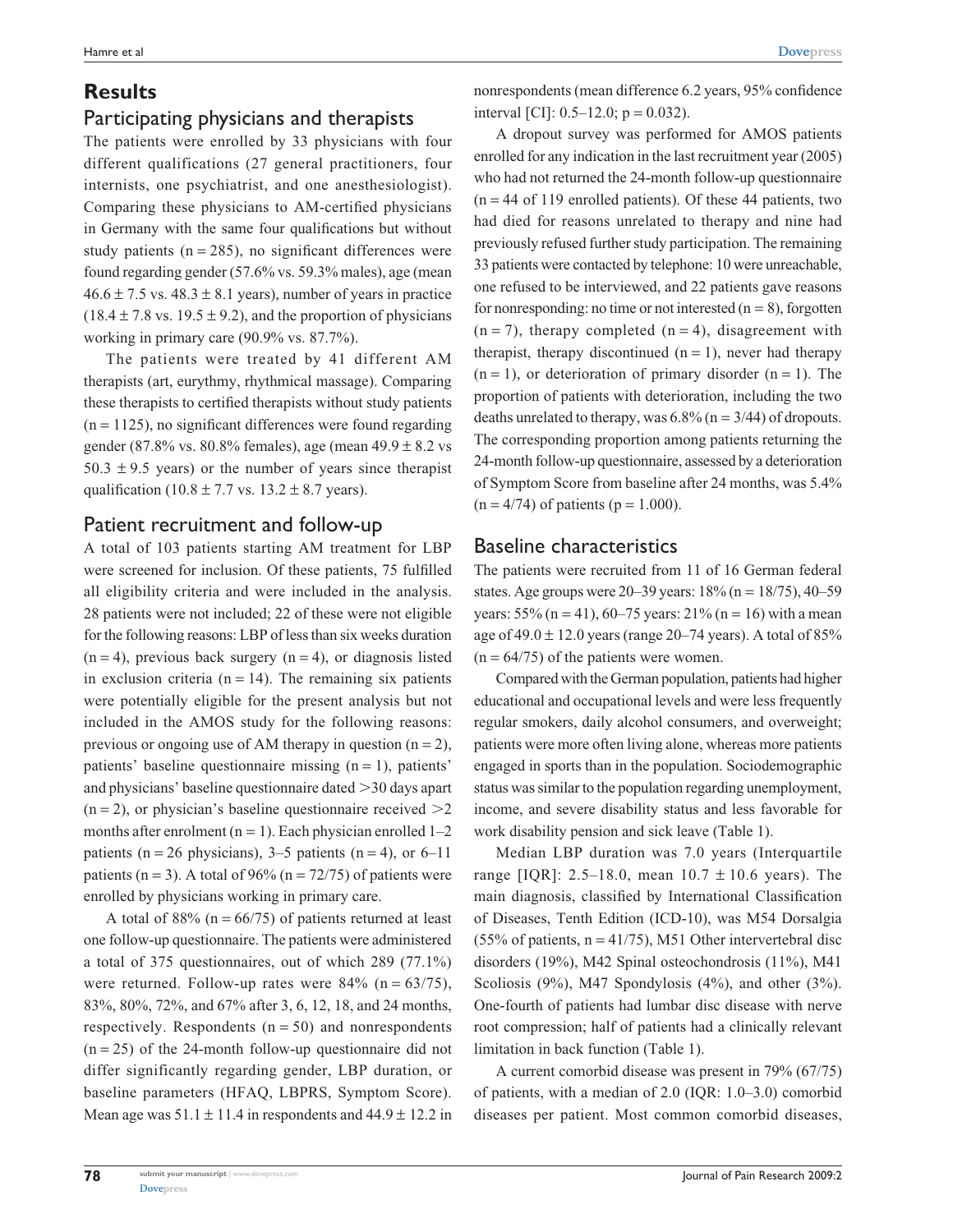## Results

### Participating physicians and therapists

The patients were enrolled by 33 physicians with four different qualifications (27 general practitioners, four internists, one psychiatrist, and one anesthesiologist). Comparing these physicians to AM-certified physicians in Germany with the same four qualifications but without study patients (n = 285), no significant differences were found regarding gender (57.6% vs. 59.3% males), age (mean 46.6 ± 7.5 vs. 48.3 ± 8.1 years), number of years in practice (18.4 ± 7.8 vs. 19.5 ± 9.2), and the proportion of physicians working in primary care (90.9% vs. 87.7%).

The patients were treated by 41 different AM therapists (art, eurythmy, rhythmical massage). Comparing these therapists to certified therapists without study patients (n = 1125), no significant differences were found regarding gender (87.8% vs. 80.8% females), age (mean 49.9 ± 8.2 vs 50.3 ± 9.5 years) or the number of years since therapist qualification (10.8 ± 7.7 vs. 13.2 ± 8.7 years).

### Patient recruitment and follow-up

A total of 103 patients starting AM treatment for LBP were screened for inclusion. Of these patients, 75 fulfilled all eligibility criteria and were included in the analysis. 28 patients were not included; 22 of these were not eligible for the following reasons: LBP of less than six weeks duration (n = 4), previous back surgery (n = 4), or diagnosis listed in exclusion criteria (n = 14). The remaining six patients were potentially eligible for the present analysis but not included in the AMOS study for the following reasons: previous or ongoing use of AM therapy in question (n = 2), patients' baseline questionnaire missing (n = 1), patients' and physicians' baseline questionnaire dated >30 days apart (n = 2), or physician's baseline questionnaire received >2 months after enrolment (n = 1). Each physician enrolled 1–2 patients (n = 26 physicians), 3–5 patients (n = 4), or 6–11 patients (n = 3). A total of 96% (n = 72/75) of patients were enrolled by physicians working in primary care.

A total of 88% (n = 66/75) of patients returned at least one follow-up questionnaire. The patients were administered a total of 375 questionnaires, out of which 289 (77.1%) were returned. Follow-up rates were 84% (n = 63/75), 83%, 80%, 72%, and 67% after 3, 6, 12, 18, and 24 months, respectively. Respondents (n = 50) and nonrespondents (n = 25) of the 24-month follow-up questionnaire did not differ significantly regarding gender, LBP duration, or baseline parameters (HFAQ, LBPRS, Symptom Score). Mean age was 51.1 ± 11.4 in respondents and 44.9 ± 12.2 in nonrespondents (mean difference 6.2 years, 95% confidence interval [CI]: 0.5–12.0; p = 0.032).

A dropout survey was performed for AMOS patients enrolled for any indication in the last recruitment year (2005) who had not returned the 24-month follow-up questionnaire (n = 44 of 119 enrolled patients). Of these 44 patients, two had died for reasons unrelated to therapy and nine had previously refused further study participation. The remaining 33 patients were contacted by telephone: 10 were unreachable, one refused to be interviewed, and 22 patients gave reasons for nonresponding: no time or not interested (n = 8), forgotten (n = 7), therapy completed (n = 4), disagreement with therapist, therapy discontinued (n = 1), never had therapy (n = 1), or deterioration of primary disorder (n = 1). The proportion of patients with deterioration, including the two deaths unrelated to therapy, was 6.8% (n = 3/44) of dropouts. The corresponding proportion among patients returning the 24-month follow-up questionnaire, assessed by a deterioration of Symptom Score from baseline after 24 months, was 5.4% (n = 4/74) of patients (p = 1.000).

### Baseline characteristics

The patients were recruited from 11 of 16 German federal states. Age groups were 20–39 years: 18% (n = 18/75), 40–59 years: 55% (n = 41), 60–75 years: 21% (n = 16) with a mean age of 49.0 ± 12.0 years (range 20–74 years). A total of 85% (n = 64/75) of the patients were women.

Compared with the German population, patients had higher educational and occupational levels and were less frequently regular smokers, daily alcohol consumers, and overweight; patients were more often living alone, whereas more patients engaged in sports than in the population. Sociodemographic status was similar to the population regarding unemployment, income, and severe disability status and less favorable for work disability pension and sick leave (Table 1).

Median LBP duration was 7.0 years (Interquartile range [IQR]: 2.5–18.0, mean 10.7 ± 10.6 years). The main diagnosis, classified by International Classification of Diseases, Tenth Edition (ICD-10), was M54 Dorsalgia (55% of patients, n = 41/75), M51 Other intervertebral disc disorders (19%), M42 Spinal osteochondrosis (11%), M41 Scoliosis (9%), M47 Spondylosis (4%), and other (3%). One-fourth of patients had lumbar disc disease with nerve root compression; half of patients had a clinically relevant limitation in back function (Table 1).

A current comorbid disease was present in 79% (67/75) of patients, with a median of 2.0 (IQR: 1.0–3.0) comorbid diseases per patient. Most common comorbid diseases,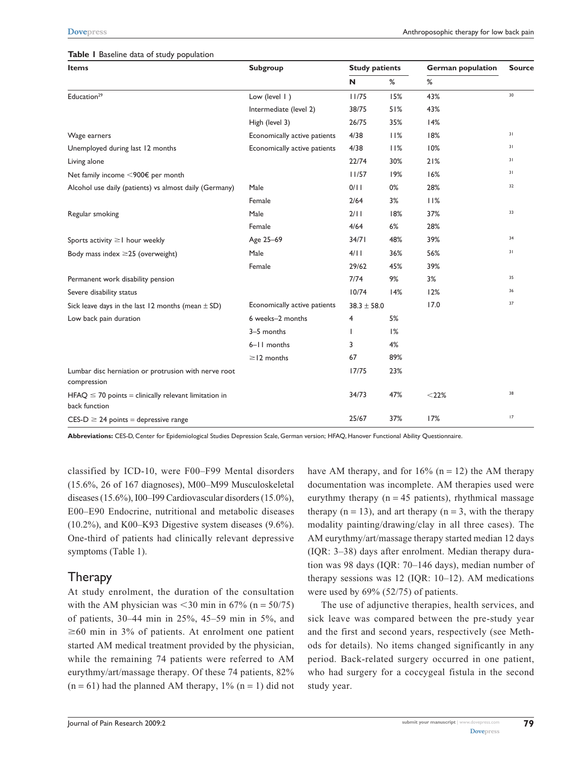**Table 1** Baseline data of study population

| Items | Subgroup | Study patients | | German population | Source |
|---|---|---|---|---|---|
| | | N | % | % | |
| Education[29] | Low (level 1) | 11/75 | 15% | 43% | 30 |
| | Intermediate (level 2) | 38/75 | 51% | 43% | |
| | High (level 3) | 26/75 | 35% | 14% | |
| Wage earners | Economically active patients | 4/38 | 11% | 18% | 31 |
| Unemployed during last 12 months | Economically active patients | 4/38 | 11% | 10% | 31 |
| Living alone | | 22/74 | 30% | 21% | 31 |
| Net family income <900€ per month | | 11/57 | 19% | 16% | 31 |
| Alcohol use daily (patients) vs almost daily (Germany) | Male | 0/11 | 0% | 28% | 32 |
| | Female | 2/64 | 3% | 11% | |
| Regular smoking | Male | 2/11 | 18% | 37% | 33 |
| | Female | 4/64 | 6% | 28% | |
| Sports activity ≥1 hour weekly | Age 25–69 | 34/71 | 48% | 39% | 34 |
| Body mass index ≥25 (overweight) | Male | 4/11 | 36% | 56% | 31 |
| | Female | 29/62 | 45% | 39% | |
| Permanent work disability pension | | 7/74 | 9% | 3% | 35 |
| Severe disability status | | 10/74 | 14% | 12% | 36 |
| Sick leave days in the last 12 months (mean ± SD) | Economically active patients | 38.3 ± 58.0 | | 17.0 | 37 |
| Low back pain duration | 6 weeks–2 months | 4 | 5% | | |
| | 3–5 months | 1 | 1% | | |
| | 6–11 months | 3 | 4% | | |
| | ≥12 months | 67 | 89% | | |
| Lumbar disc herniation or protrusion with nerve root compression | | 17/75 | 23% | | |
| HFAQ ≤ 70 points = clinically relevant limitation in back function | | 34/73 | 47% | <22% | 38 |
| CES-D ≥ 24 points = depressive range | | 25/67 | 37% | 17% | 17 |

**Abbreviations:** CES-D, Center for Epidemiological Studies Depression Scale, German version; HFAQ, Hanover Functional Ability Questionnaire.

classified by ICD-10, were F00–F99 Mental disorders (15.6%, 26 of 167 diagnoses), M00–M99 Musculoskeletal diseases (15.6%), I00–I99 Cardiovascular disorders (15.0%), E00–E90 Endocrine, nutritional and metabolic diseases (10.2%), and K00–K93 Digestive system diseases (9.6%). One-third of patients had clinically relevant depressive symptoms (Table 1).

## Therapy

At study enrolment, the duration of the consultation with the AM physician was <30 min in 67% (n = 50/75) of patients, 30–44 min in 25%, 45–59 min in 5%, and ≥60 min in 3% of patients. At enrolment one patient started AM medical treatment provided by the physician, while the remaining 74 patients were referred to AM eurythmy/art/massage therapy. Of these 74 patients, 82% (n = 61) had the planned AM therapy, 1% (n = 1) did not have AM therapy, and for 16% (n = 12) the AM therapy documentation was incomplete. AM therapies used were eurythmy therapy (n = 45 patients), rhythmical massage therapy (n = 13), and art therapy (n = 3, with the therapy modality painting/drawing/clay in all three cases). The AM eurythmy/art/massage therapy started median 12 days (IQR: 3–38) days after enrolment. Median therapy duration was 98 days (IQR: 70–146 days), median number of therapy sessions was 12 (IQR: 10–12). AM medications were used by 69% (52/75) of patients.

The use of adjunctive therapies, health services, and sick leave was compared between the pre-study year and the first and second years, respectively (see Methods for details). No items changed significantly in any period. Back-related surgery occurred in one patient, who had surgery for a coccygeal fistula in the second study year.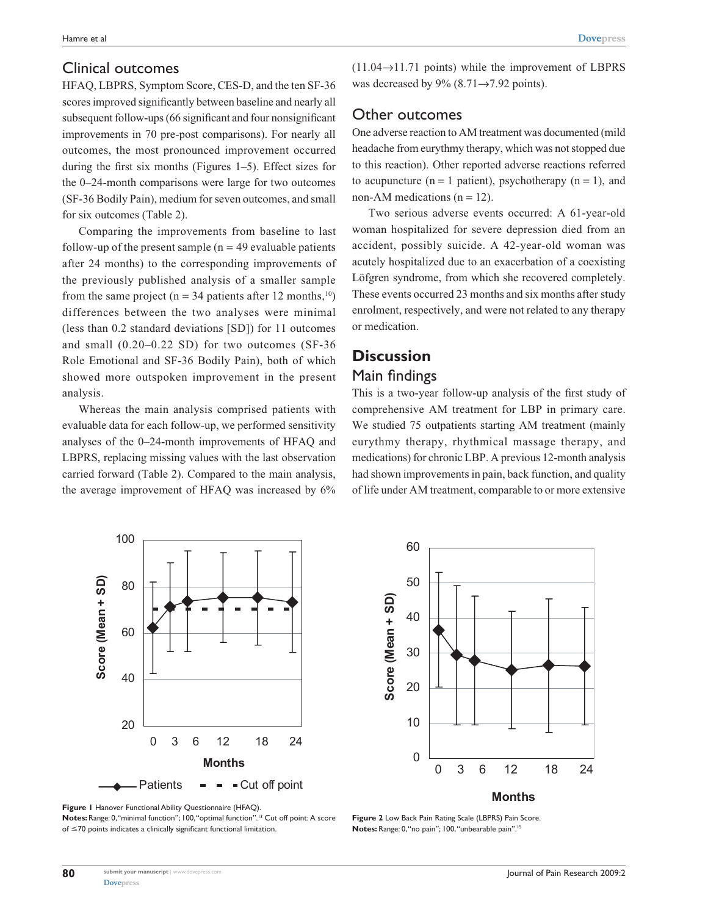## Clinical outcomes

HFAQ, LBPRS, Symptom Score, CES-D, and the ten SF-36 scores improved significantly between baseline and nearly all subsequent follow-ups (66 significant and four nonsignificant improvements in 70 pre-post comparisons). For nearly all outcomes, the most pronounced improvement occurred during the first six months (Figures 1–5). Effect sizes for the 0–24-month comparisons were large for two outcomes (SF-36 Bodily Pain), medium for seven outcomes, and small for six outcomes (Table 2).

Comparing the improvements from baseline to last follow-up of the present sample (n = 49 evaluable patients after 24 months) to the corresponding improvements of the previously published analysis of a smaller sample from the same project (n = 34 patients after 12 months,[10]) differences between the two analyses were minimal (less than 0.2 standard deviations [SD]) for 11 outcomes and small (0.20–0.22 SD) for two outcomes (SF-36 Role Emotional and SF-36 Bodily Pain), both of which showed more outspoken improvement in the present analysis.

Whereas the main analysis comprised patients with evaluable data for each follow-up, we performed sensitivity analyses of the 0–24-month improvements of HFAQ and LBPRS, replacing missing values with the last observation carried forward (Table 2). Compared to the main analysis, the average improvement of HFAQ was increased by 6% (11.04→11.71 points) while the improvement of LBPRS was decreased by 9% (8.71→7.92 points).

## Other outcomes

One adverse reaction to AM treatment was documented (mild headache from eurythmy therapy, which was not stopped due to this reaction). Other reported adverse reactions referred to acupuncture (n = 1 patient), psychotherapy (n = 1), and non-AM medications (n = 12).

Two serious adverse events occurred: A 61-year-old woman hospitalized for severe depression died from an accident, possibly suicide. A 42-year-old woman was acutely hospitalized due to an exacerbation of a coexisting Löfgren syndrome, from which she recovered completely. These events occurred 23 months and six months after study enrolment, respectively, and were not related to any therapy or medication.

# Discussion

## Main findings

This is a two-year follow-up analysis of the first study of comprehensive AM treatment for LBP in primary care. We studied 75 outpatients starting AM treatment (mainly eurythmy therapy, rhythmical massage therapy, and medications) for chronic LBP. A previous 12-month analysis had shown improvements in pain, back function, and quality of life under AM treatment, comparable to or more extensive

**Figure 1** Hanover Functional Ability Questionnaire (HFAQ).
**Notes:** Range: 0, "minimal function"; 100, "optimal function".[13] Cut off point: A score of ≤70 points indicates a clinically significant functional limitation.

**Figure 2** Low Back Pain Rating Scale (LBPRS) Pain Score.
**Notes:** Range: 0, "no pain"; 100, "unbearable pain".[15]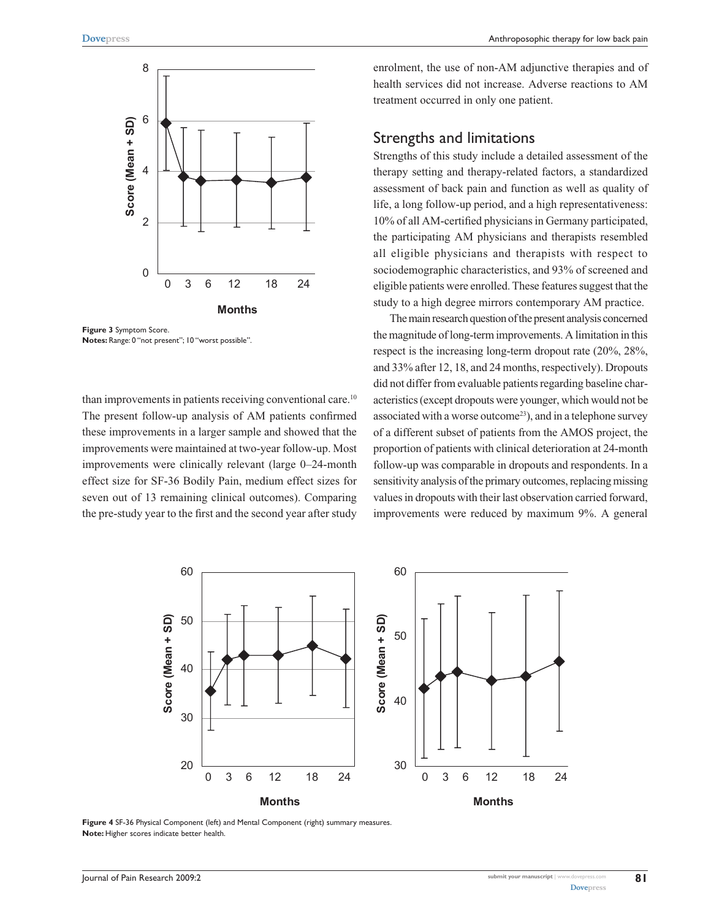Figure 3 Symptom Score.
Notes: Range: 0 "not present"; 10 "worst possible".

than improvements in patients receiving conventional care.[10] The present follow-up analysis of AM patients confirmed these improvements in a larger sample and showed that the improvements were maintained at two-year follow-up. Most improvements were clinically relevant (large 0–24-month effect size for SF-36 Bodily Pain, medium effect sizes for seven out of 13 remaining clinical outcomes). Comparing the pre-study year to the first and the second year after study enrolment, the use of non-AM adjunctive therapies and of health services did not increase. Adverse reactions to AM treatment occurred in only one patient.

## Strengths and limitations

Strengths of this study include a detailed assessment of the therapy setting and therapy-related factors, a standardized assessment of back pain and function as well as quality of life, a long follow-up period, and a high representativeness: 10% of all AM-certified physicians in Germany participated, the participating AM physicians and therapists resembled all eligible physicians and therapists with respect to sociodemographic characteristics, and 93% of screened and eligible patients were enrolled. These features suggest that the study to a high degree mirrors contemporary AM practice.

The main research question of the present analysis concerned the magnitude of long-term improvements. A limitation in this respect is the increasing long-term dropout rate (20%, 28%, and 33% after 12, 18, and 24 months, respectively). Dropouts did not differ from evaluable patients regarding baseline characteristics (except dropouts were younger, which would not be associated with a worse outcome[23]), and in a telephone survey of a different subset of patients from the AMOS project, the proportion of patients with clinical deterioration at 24-month follow-up was comparable in dropouts and respondents. In a sensitivity analysis of the primary outcomes, replacing missing values in dropouts with their last observation carried forward, improvements were reduced by maximum 9%. A general

Figure 4 SF-36 Physical Component (left) and Mental Component (right) summary measures.
Note: Higher scores indicate better health.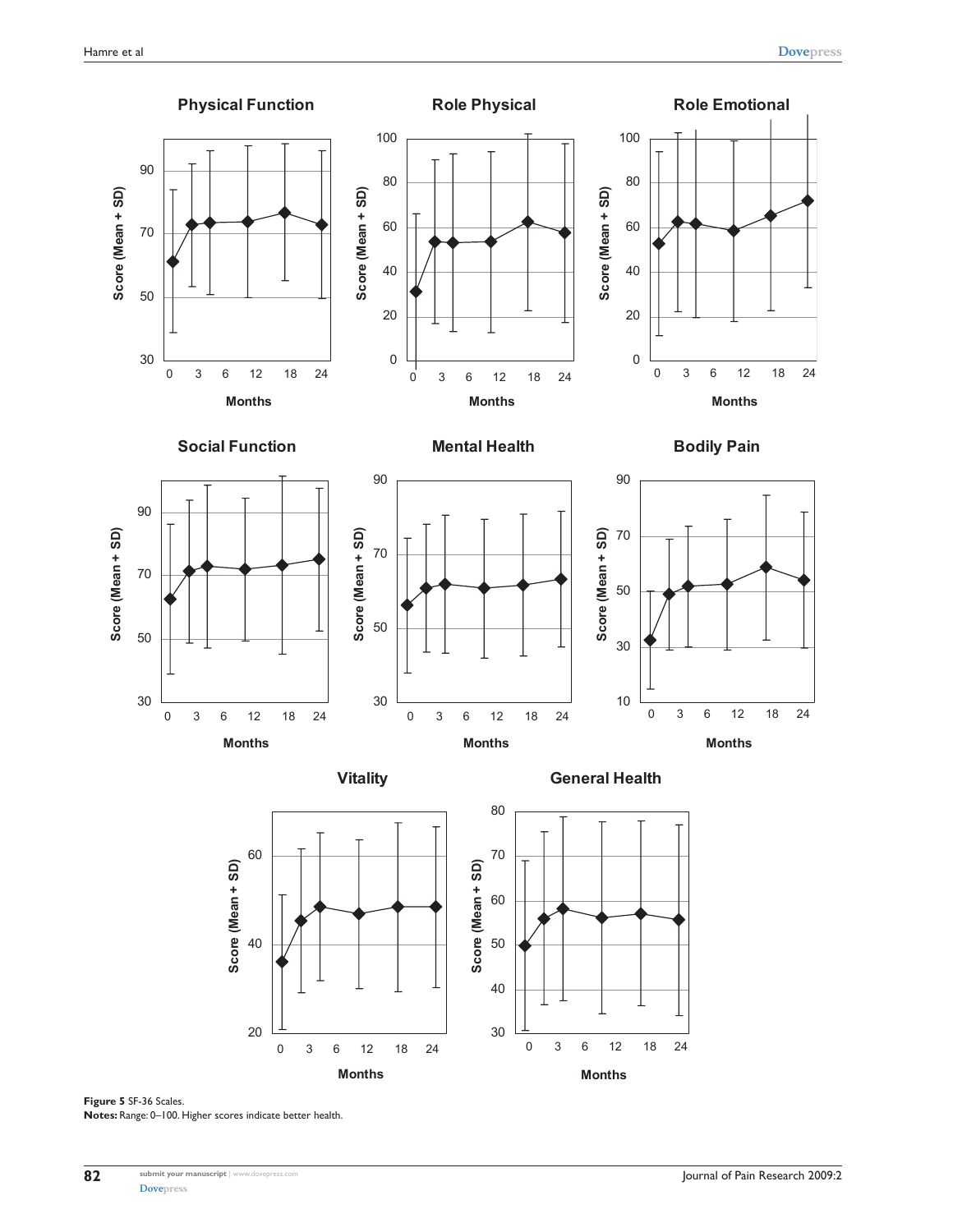**Figure 5** SF-36 Scales.

**Notes:** Range: 0–100. Higher scores indicate better health.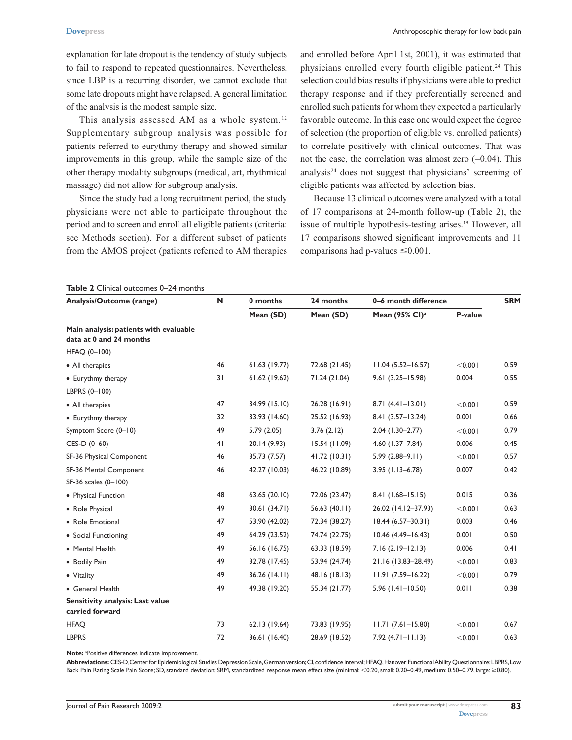explanation for late dropout is the tendency of study subjects to fail to respond to repeated questionnaires. Nevertheless, since LBP is a recurring disorder, we cannot exclude that some late dropouts might have relapsed. A general limitation of the analysis is the modest sample size.

This analysis assessed AM as a whole system.[12] Supplementary subgroup analysis was possible for patients referred to eurythmy therapy and showed similar improvements in this group, while the sample size of the other therapy modality subgroups (medical, art, rhythmical massage) did not allow for subgroup analysis.

Since the study had a long recruitment period, the study physicians were not able to participate throughout the period and to screen and enroll all eligible patients (criteria: see Methods section). For a different subset of patients from the AMOS project (patients referred to AM therapies and enrolled before April 1st, 2001), it was estimated that physicians enrolled every fourth eligible patient.[24] This selection could bias results if physicians were able to predict therapy response and if they preferentially screened and enrolled such patients for whom they expected a particularly favorable outcome. In this case one would expect the degree of selection (the proportion of eligible vs. enrolled patients) to correlate positively with clinical outcomes. That was not the case, the correlation was almost zero (−0.04). This analysis[24] does not suggest that physicians' screening of eligible patients was affected by selection bias.

Because 13 clinical outcomes were analyzed with a total of 17 comparisons at 24-month follow-up (Table 2), the issue of multiple hypothesis-testing arises.[19] However, all 17 comparisons showed significant improvements and 11 comparisons had p-values ≤0.001.

**Table 2** Clinical outcomes 0–24 months

| Analysis/Outcome (range) | N | 0 months | 24 months | 0–6 month difference | | SRM |
|---|---|---|---|---|---|---|
| | | Mean (SD) | Mean (SD) | Mean (95% CI)[a] | P-value | |
| **Main analysis: patients with evaluable data at 0 and 24 months** | | | | | | |
| HFAQ (0–100) | | | | | | |
| • All therapies | 46 | 61.63 (19.77) | 72.68 (21.45) | 11.04 (5.52–16.57) | <0.001 | 0.59 |
| • Eurythmy therapy | 31 | 61.62 (19.62) | 71.24 (21.04) | 9.61 (3.25–15.98) | 0.004 | 0.55 |
| LBPRS (0–100) | | | | | | |
| • All therapies | 47 | 34.99 (15.10) | 26.28 (16.91) | 8.71 (4.41–13.01) | <0.001 | 0.59 |
| • Eurythmy therapy | 32 | 33.93 (14.60) | 25.52 (16.93) | 8.41 (3.57–13.24) | 0.001 | 0.66 |
| Symptom Score (0–10) | 49 | 5.79 (2.05) | 3.76 (2.12) | 2.04 (1.30–2.77) | <0.001 | 0.79 |
| CES-D (0–60) | 41 | 20.14 (9.93) | 15.54 (11.09) | 4.60 (1.37–7.84) | 0.006 | 0.45 |
| SF-36 Physical Component | 46 | 35.73 (7.57) | 41.72 (10.31) | 5.99 (2.88–9.11) | <0.001 | 0.57 |
| SF-36 Mental Component | 46 | 42.27 (10.03) | 46.22 (10.89) | 3.95 (1.13–6.78) | 0.007 | 0.42 |
| SF-36 scales (0–100) | | | | | | |
| • Physical Function | 48 | 63.65 (20.10) | 72.06 (23.47) | 8.41 (1.68–15.15) | 0.015 | 0.36 |
| • Role Physical | 49 | 30.61 (34.71) | 56.63 (40.11) | 26.02 (14.12–37.93) | <0.001 | 0.63 |
| • Role Emotional | 47 | 53.90 (42.02) | 72.34 (38.27) | 18.44 (6.57–30.31) | 0.003 | 0.46 |
| • Social Functioning | 49 | 64.29 (23.52) | 74.74 (22.75) | 10.46 (4.49–16.43) | 0.001 | 0.50 |
| • Mental Health | 49 | 56.16 (16.75) | 63.33 (18.59) | 7.16 (2.19–12.13) | 0.006 | 0.41 |
| • Bodily Pain | 49 | 32.78 (17.45) | 53.94 (24.74) | 21.16 (13.83–28.49) | <0.001 | 0.83 |
| • Vitality | 49 | 36.26 (14.11) | 48.16 (18.13) | 11.91 (7.59–16.22) | <0.001 | 0.79 |
| • General Health | 49 | 49.38 (19.20) | 55.34 (21.77) | 5.96 (1.41–10.50) | 0.011 | 0.38 |
| **Sensitivity analysis: Last value carried forward** | | | | | | |
| HFAQ | 73 | 62.13 (19.64) | 73.83 (19.95) | 11.71 (7.61–15.80) | <0.001 | 0.67 |
| LBPRS | 72 | 36.61 (16.40) | 28.69 (18.52) | 7.92 (4.71–11.13) | <0.001 | 0.63 |

**Note:** [a]Positive differences indicate improvement.

**Abbreviations:** CES-D, Center for Epidemiological Studies Depression Scale, German version; CI, confidence interval; HFAQ, Hanover Functional Ability Questionnaire; LBPRS, Low Back Pain Rating Scale Pain Score; SD, standard deviation; SRM, standardized response mean effect size (minimal: <0.20, small: 0.20–0.49, medium: 0.50–0.79, large: ≥0.80).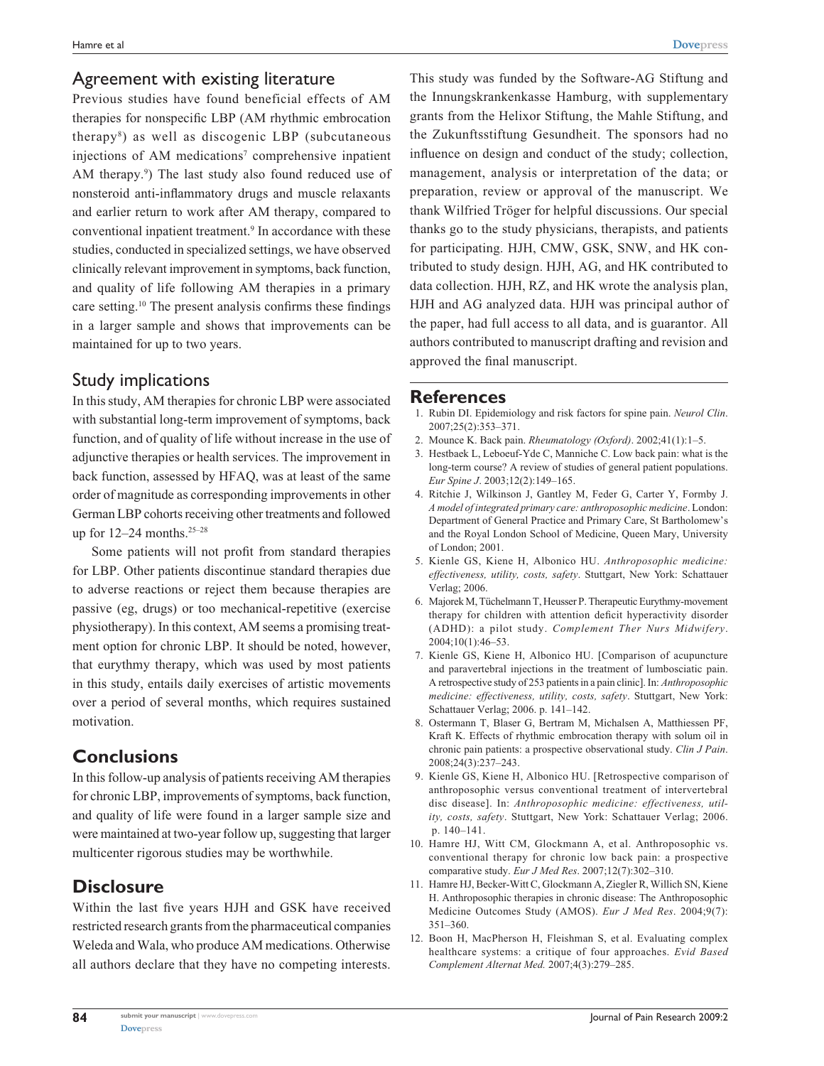## Agreement with existing literature

Previous studies have found beneficial effects of AM therapies for nonspecific LBP (AM rhythmic embrocation therapy[8]) as well as discogenic LBP (subcutaneous injections of AM medications[7] comprehensive inpatient AM therapy.[9]) The last study also found reduced use of nonsteroid anti-inflammatory drugs and muscle relaxants and earlier return to work after AM therapy, compared to conventional inpatient treatment.[9] In accordance with these studies, conducted in specialized settings, we have observed clinically relevant improvement in symptoms, back function, and quality of life following AM therapies in a primary care setting.[10] The present analysis confirms these findings in a larger sample and shows that improvements can be maintained for up to two years.

## Study implications

In this study, AM therapies for chronic LBP were associated with substantial long-term improvement of symptoms, back function, and of quality of life without increase in the use of adjunctive therapies or health services. The improvement in back function, assessed by HFAQ, was at least of the same order of magnitude as corresponding improvements in other German LBP cohorts receiving other treatments and followed up for 12–24 months.[25–28]

Some patients will not profit from standard therapies for LBP. Other patients discontinue standard therapies due to adverse reactions or reject them because therapies are passive (eg, drugs) or too mechanical-repetitive (exercise physiotherapy). In this context, AM seems a promising treatment option for chronic LBP. It should be noted, however, that eurythmy therapy, which was used by most patients in this study, entails daily exercises of artistic movements over a period of several months, which requires sustained motivation.

## Conclusions

In this follow-up analysis of patients receiving AM therapies for chronic LBP, improvements of symptoms, back function, and quality of life were found in a larger sample size and were maintained at two-year follow up, suggesting that larger multicenter rigorous studies may be worthwhile.

## Disclosure

Within the last five years HJH and GSK have received restricted research grants from the pharmaceutical companies Weleda and Wala, who produce AM medications. Otherwise all authors declare that they have no competing interests. This study was funded by the Software-AG Stiftung and the Innungskrankenkasse Hamburg, with supplementary grants from the Helixor Stiftung, the Mahle Stiftung, and the Zukunftsstiftung Gesundheit. The sponsors had no influence on design and conduct of the study; collection, management, analysis or interpretation of the data; or preparation, review or approval of the manuscript. We thank Wilfried Tröger for helpful discussions. Our special thanks go to the study physicians, therapists, and patients for participating. HJH, CMW, GSK, SNW, and HK contributed to study design. HJH, AG, and HK contributed to data collection. HJH, RZ, and HK wrote the analysis plan, HJH and AG analyzed data. HJH was principal author of the paper, had full access to all data, and is guarantor. All authors contributed to manuscript drafting and revision and approved the final manuscript.

## References

1. Rubin DI. Epidemiology and risk factors for spine pain. *Neurol Clin*. 2007;25(2):353–371.
2. Mounce K. Back pain. *Rheumatology (Oxford)*. 2002;41(1):1–5.
3. Hestbaek L, Leboeuf-Yde C, Manniche C. Low back pain: what is the long-term course? A review of studies of general patient populations. *Eur Spine J*. 2003;12(2):149–165.
4. Ritchie J, Wilkinson J, Gantley M, Feder G, Carter Y, Formby J. *A model of integrated primary care: anthroposophic medicine*. London: Department of General Practice and Primary Care, St Bartholomew's and the Royal London School of Medicine, Queen Mary, University of London; 2001.
5. Kienle GS, Kiene H, Albonico HU. *Anthroposophic medicine: effectiveness, utility, costs, safety*. Stuttgart, New York: Schattauer Verlag; 2006.
6. Majorek M, Tüchelmann T, Heusser P. Therapeutic Eurythmy-movement therapy for children with attention deficit hyperactivity disorder (ADHD): a pilot study. *Complement Ther Nurs Midwifery*. 2004;10(1):46–53.
7. Kienle GS, Kiene H, Albonico HU. [Comparison of acupuncture and paravertebral injections in the treatment of lumbosciatic pain. A retrospective study of 253 patients in a pain clinic]. In: *Anthroposophic medicine: effectiveness, utility, costs, safety*. Stuttgart, New York: Schattauer Verlag; 2006. p. 141–142.
8. Ostermann T, Blaser G, Bertram M, Michalsen A, Matthiessen PF, Kraft K. Effects of rhythmic embrocation therapy with solum oil in chronic pain patients: a prospective observational study. *Clin J Pain*. 2008;24(3):237–243.
9. Kienle GS, Kiene H, Albonico HU. [Retrospective comparison of anthroposophic versus conventional treatment of intervertebral disc disease]. In: *Anthroposophic medicine: effectiveness, utility, costs, safety*. Stuttgart, New York: Schattauer Verlag; 2006. p. 140–141.
10. Hamre HJ, Witt CM, Glockmann A, et al. Anthroposophic vs. conventional therapy for chronic low back pain: a prospective comparative study. *Eur J Med Res*. 2007;12(7):302–310.
11. Hamre HJ, Becker-Witt C, Glockmann A, Ziegler R, Willich SN, Kiene H. Anthroposophic therapies in chronic disease: The Anthroposophic Medicine Outcomes Study (AMOS). *Eur J Med Res*. 2004;9(7):351–360.
12. Boon H, MacPherson H, Fleishman S, et al. Evaluating complex healthcare systems: a critique of four approaches. *Evid Based Complement Alternat Med.* 2007;4(3):279–285.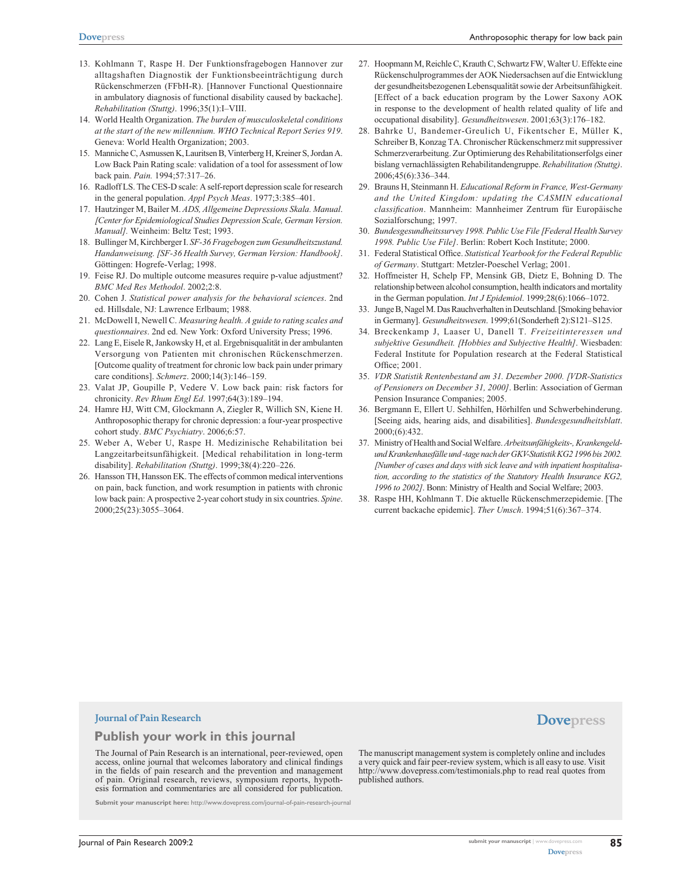13. Kohlmann T, Raspe H. Der Funktionsfragebogen Hannover zur alltagshaften Diagnostik der Funktionsbeeinträchtigung durch Rückenschmerzen (FFbH-R). [Hannover Functional Questionnaire in ambulatory diagnosis of functional disability caused by backache]. *Rehabilitation (Stuttg)*. 1996;35(1):I–VIII.
14. World Health Organization. *The burden of musculoskeletal conditions at the start of the new millennium. WHO Technical Report Series 919*. Geneva: World Health Organization; 2003.
15. Manniche C, Asmussen K, Lauritsen B, Vinterberg H, Kreiner S, Jordan A. Low Back Pain Rating scale: validation of a tool for assessment of low back pain. *Pain.* 1994;57:317–26.
16. Radloff LS. The CES-D scale: A self-report depression scale for research in the general population. *Appl Psych Meas*. 1977;3:385–401.
17. Hautzinger M, Bailer M. *ADS, Allgemeine Depressions Skala. Manual. [Center for Epidemiological Studies Depression Scale, German Version. Manual].* Weinheim: Beltz Test; 1993.
18. Bullinger M, Kirchberger I. *SF-36 Fragebogen zum Gesundheitszustand. Handanweisung. [SF-36 Health Survey, German Version: Handbook]*. Göttingen: Hogrefe-Verlag; 1998.
19. Feise RJ. Do multiple outcome measures require p-value adjustment? *BMC Med Res Methodol*. 2002;2:8.
20. Cohen J. *Statistical power analysis for the behavioral sciences*. 2nd ed. Hillsdale, NJ: Lawrence Erlbaum; 1988.
21. McDowell I, Newell C. *Measuring health. A guide to rating scales and questionnaires*. 2nd ed. New York: Oxford University Press; 1996.
22. Lang E, Eisele R, Jankowsky H, et al. Ergebnisqualität in der ambulanten Versorgung von Patienten mit chronischen Rückenschmerzen. [Outcome quality of treatment for chronic low back pain under primary care conditions]. *Schmerz*. 2000;14(3):146–159.
23. Valat JP, Goupille P, Vedere V. Low back pain: risk factors for chronicity. *Rev Rhum Engl Ed*. 1997;64(3):189–194.
24. Hamre HJ, Witt CM, Glockmann A, Ziegler R, Willich SN, Kiene H. Anthroposophic therapy for chronic depression: a four-year prospective cohort study. *BMC Psychiatry*. 2006;6:57.
25. Weber A, Weber U, Raspe H. Medizinische Rehabilitation bei Langzeitarbeitsunfähigkeit. [Medical rehabilitation in long-term disability]. *Rehabilitation (Stuttg)*. 1999;38(4):220–226.
26. Hansson TH, Hansson EK. The effects of common medical interventions on pain, back function, and work resumption in patients with chronic low back pain: A prospective 2-year cohort study in six countries. *Spine*. 2000;25(23):3055–3064.
27. Hoopmann M, Reichle C, Krauth C, Schwartz FW, Walter U. Effekte eine Rückenschulprogrammes der AOK Niedersachsen auf die Entwicklung der gesundheitsbezogenen Lebensqualität sowie der Arbeitsunfähigkeit. [Effect of a back education program by the Lower Saxony AOK in response to the development of health related quality of life and occupational disability]. *Gesundheitswesen*. 2001;63(3):176–182.
28. Bahrke U, Bandemer-Greulich U, Fikentscher E, Müller K, Schreiber B, Konzag TA. Chronischer Rückenschmerz mit suppressiver Schmerzverarbeitung. Zur Optimierung des Rehabilitationserfolgs einer bislang vernachlässigten Rehabilitandengruppe. *Rehabilitation (Stuttg)*. 2006;45(6):336–344.
29. Brauns H, Steinmann H. *Educational Reform in France, West-Germany and the United Kingdom: updating the CASMIN educational classification*. Mannheim: Mannheimer Zentrum für Europäische Sozialforschung; 1997.
30. *Bundesgesundheitssurvey 1998. Public Use File [Federal Health Survey 1998. Public Use File]*. Berlin: Robert Koch Institute; 2000.
31. Federal Statistical Office. *Statistical Yearbook for the Federal Republic of Germany*. Stuttgart: Metzler-Poeschel Verlag; 2001.
32. Hoffmeister H, Schelp FP, Mensink GB, Dietz E, Bohning D. The relationship between alcohol consumption, health indicators and mortality in the German population. *Int J Epidemiol*. 1999;28(6):1066–1072.
33. Junge B, Nagel M. Das Rauchverhalten in Deutschland. [Smoking behavior in Germany]. *Gesundheitswesen*. 1999;61(Sonderheft 2):S121–S125.
34. Breckenkamp J, Laaser U, Danell T. *Freizeitinteressen und subjektive Gesundheit. [Hobbies and Subjective Health]*. Wiesbaden: Federal Institute for Population research at the Federal Statistical Office; 2001.
35. *VDR Statistik Rentenbestand am 31. Dezember 2000. [VDR-Statistics of Pensioners on December 31, 2000]*. Berlin: Association of German Pension Insurance Companies; 2005.
36. Bergmann E, Ellert U. Sehhilfen, Hörhilfen und Schwerbehinderung. [Seeing aids, hearing aids, and disabilities]. *Bundesgesundheitsblatt*. 2000;(6):432.
37. Ministry of Health and Social Welfare. *Arbeitsunfähigkeits-, Krankengeld- und Krankenhausfälle und -tage nach der GKV-Statistik KG2 1996 bis 2002. [Number of cases and days with sick leave and with inpatient hospitalisation, according to the statistics of the Statutory Health Insurance KG2, 1996 to 2002]*. Bonn: Ministry of Health and Social Welfare; 2003.
38. Raspe HH, Kohlmann T. Die aktuelle Rückenschmerzepidemie. [The current backache epidemic]. *Ther Umsch*. 1994;51(6):367–374.

**Journal of Pain Research**

## Publish your work in this journal

The Journal of Pain Research is an international, peer-reviewed, open access, online journal that welcomes laboratory and clinical findings in the fields of pain research and the prevention and management of pain. Original research, reviews, symposium reports, hypothesis formation and commentaries are all considered for publication.

The manuscript management system is completely online and includes a very quick and fair peer-review system, which is all easy to use. Visit http://www.dovepress.com/testimonials.php to read real quotes from published authors.

**Submit your manuscript here:** http://www.dovepress.com/journal-of-pain-research-journal